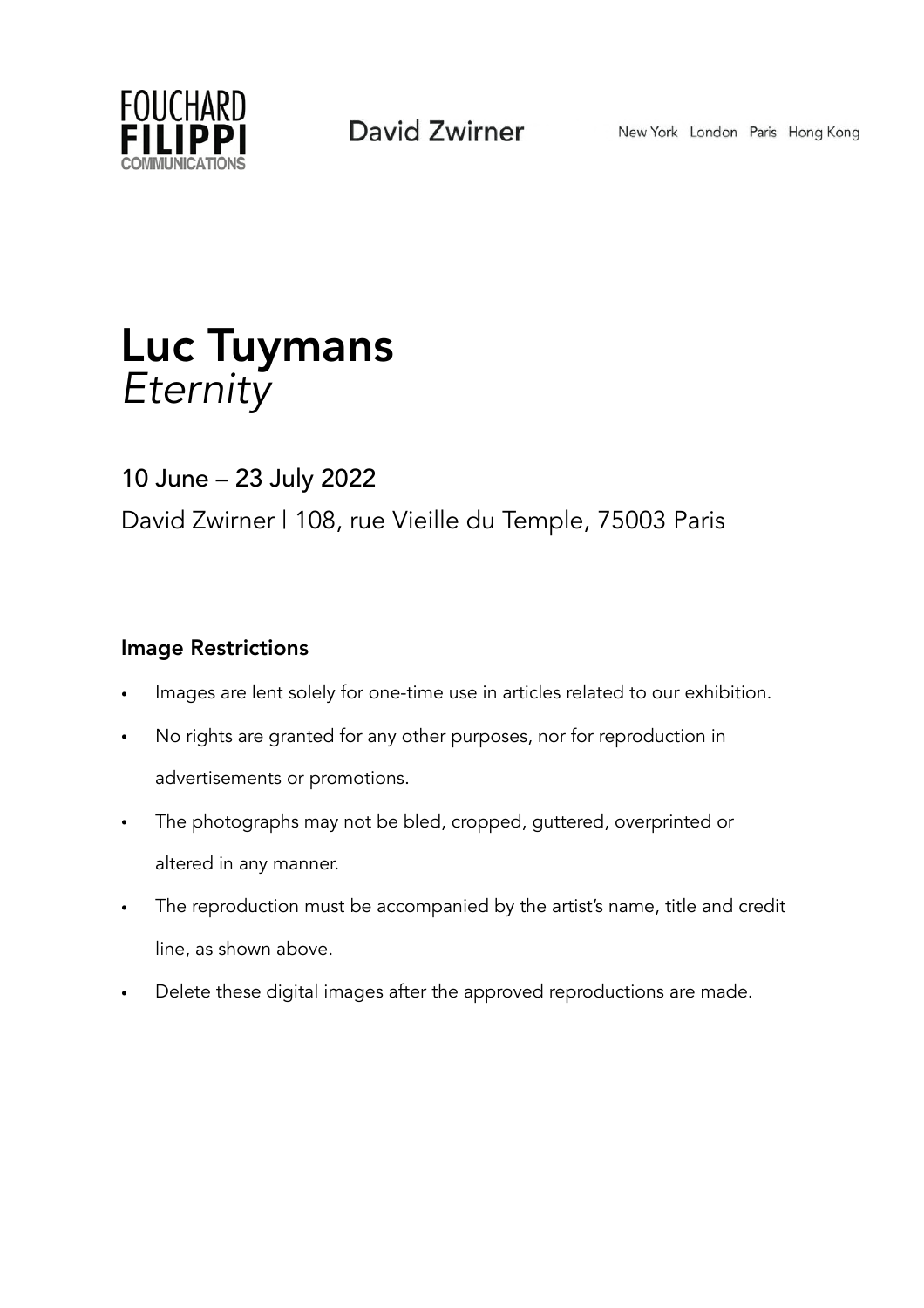FOUCHARD
FILIPPI
COMMUNICATIONS

David Zwirner

New York London Paris Hong Kong

# Luc Tuymans
*Eternity*

## 10 June – 23 July 2022

David Zwirner | 108, rue Vieille du Temple, 75003 Paris

### Image Restrictions

- Images are lent solely for one-time use in articles related to our exhibition.
- No rights are granted for any other purposes, nor for reproduction in advertisements or promotions.
- The photographs may not be bled, cropped, guttered, overprinted or altered in any manner.
- The reproduction must be accompanied by the artist's name, title and credit line, as shown above.
- Delete these digital images after the approved reproductions are made.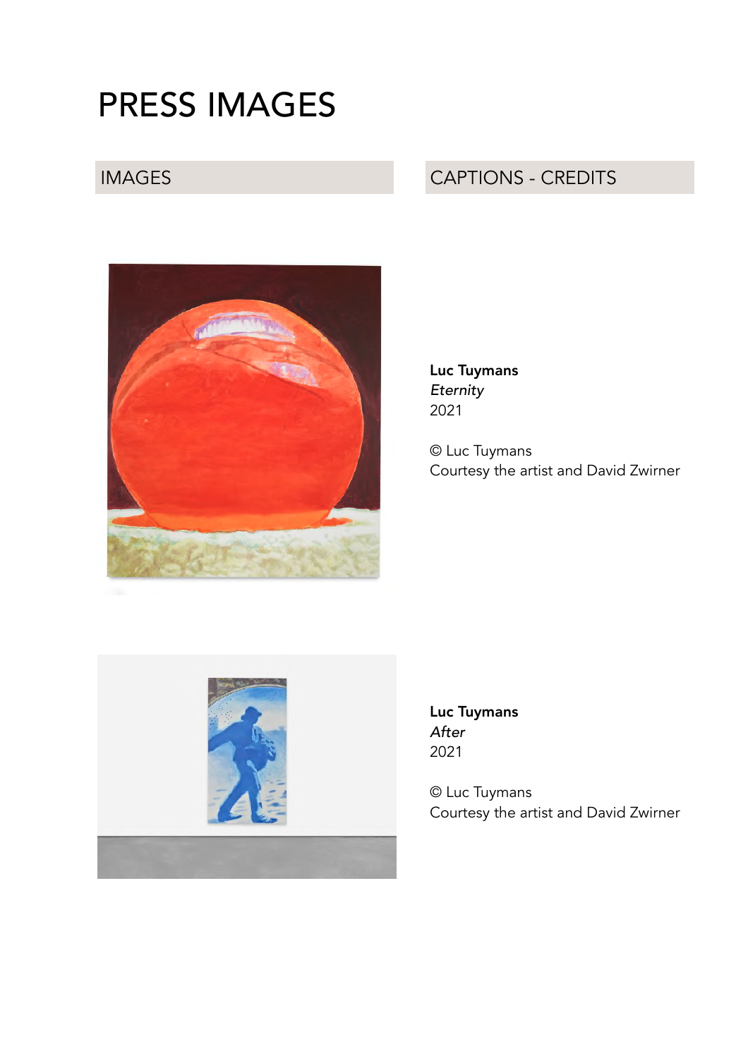# PRESS IMAGES

| IMAGES | CAPTIONS - CREDITS |
|---|---|

**Luc Tuymans**
*Eternity*
2021

© Luc Tuymans
Courtesy the artist and David Zwirner

**Luc Tuymans**
*After*
2021

© Luc Tuymans
Courtesy the artist and David Zwirner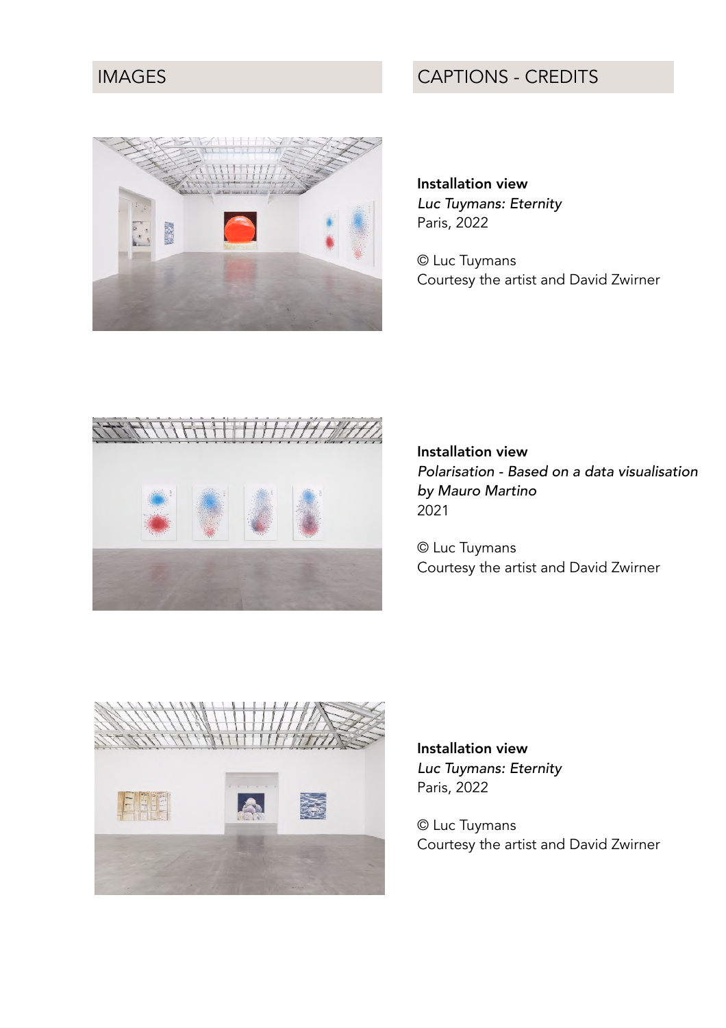| IMAGES | CAPTIONS - CREDITS |
| --- | --- |

**Installation view**
*Luc Tuymans: Eternity*
Paris, 2022

© Luc Tuymans
Courtesy the artist and David Zwirner

**Installation view**
*Polarisation - Based on a data visualisation by Mauro Martino*
2021

© Luc Tuymans
Courtesy the artist and David Zwirner

**Installation view**
*Luc Tuymans: Eternity*
Paris, 2022

© Luc Tuymans
Courtesy the artist and David Zwirner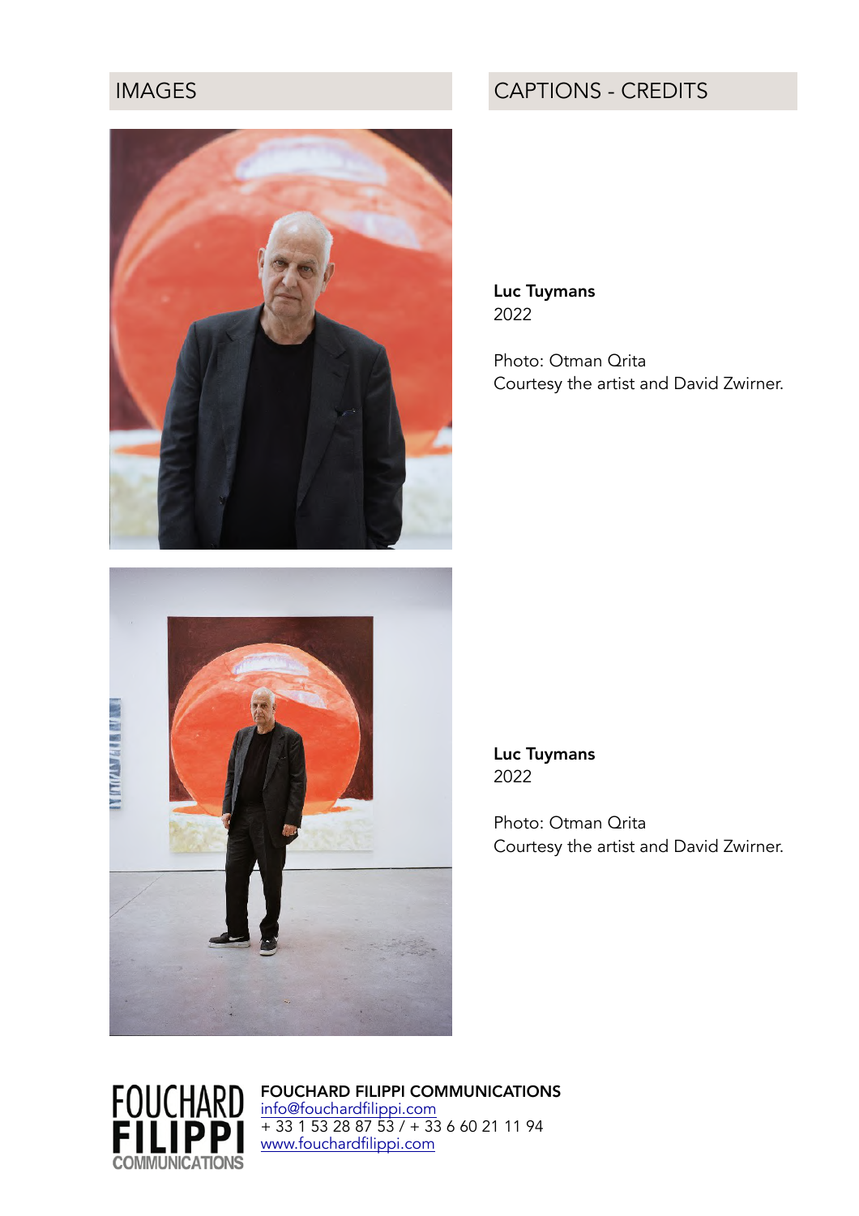## IMAGES

## CAPTIONS - CREDITS

**Luc Tuymans**
2022

Photo: Otman Qrita
Courtesy the artist and David Zwirner.

**Luc Tuymans**
2022

Photo: Otman Qrita
Courtesy the artist and David Zwirner.

**FOUCHARD FILIPPI COMMUNICATIONS**
info@fouchardfilippi.com
+ 33 1 53 28 87 53 / + 33 6 60 21 11 94
www.fouchardfilippi.com